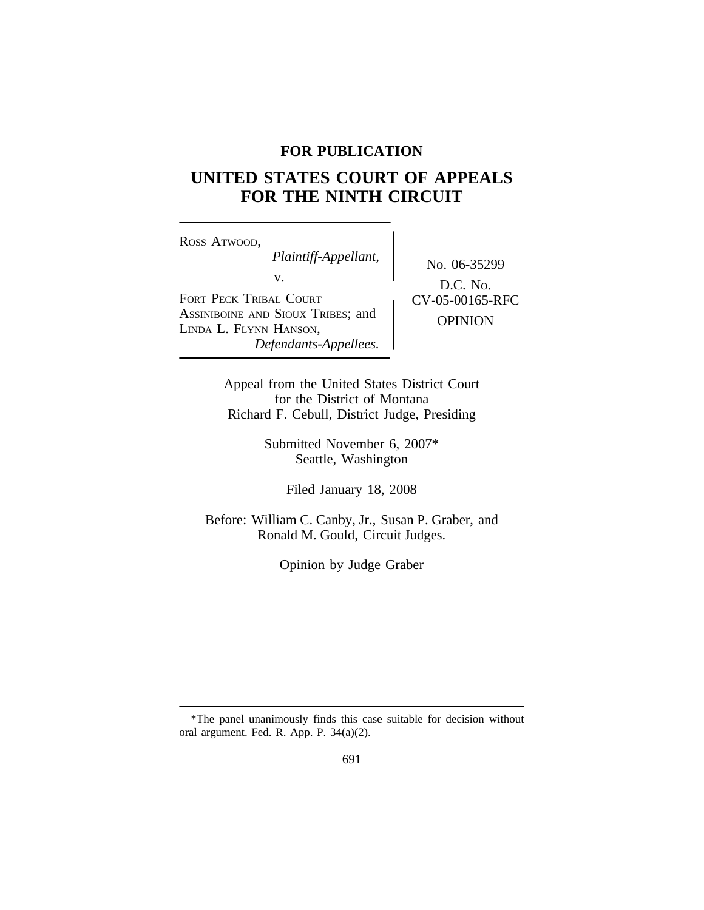**FOR PUBLICATION**

# UNITED STATES COURT OF APPEALS FOR THE NINTH CIRCUIT

ROSS ATWOOD,
*Plaintiff-Appellant,*

v.

FORT PECK TRIBAL COURT ASSINIBOINE AND SIOUX TRIBES; and LINDA L. FLYNN HANSON,
*Defendants-Appellees.*

No. 06-35299

D.C. No. CV-05-00165-RFC

OPINION

Appeal from the United States District Court for the District of Montana
Richard F. Cebull, District Judge, Presiding

Submitted November 6, 2007*
Seattle, Washington

Filed January 18, 2008

Before: William C. Canby, Jr., Susan P. Graber, and Ronald M. Gould, Circuit Judges.

Opinion by Judge Graber

---

*The panel unanimously finds this case suitable for decision without oral argument. Fed. R. App. P. 34(a)(2).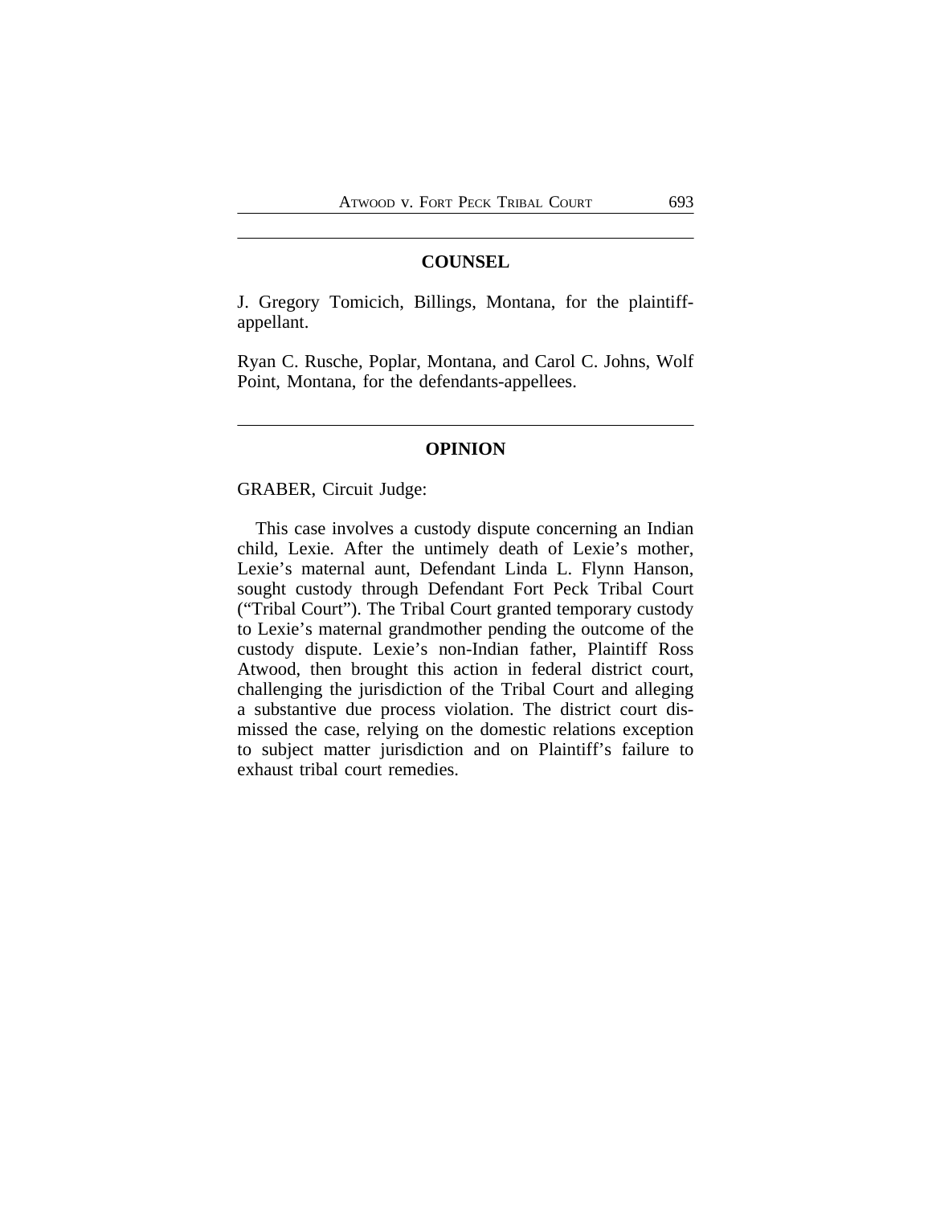## COUNSEL

J. Gregory Tomicich, Billings, Montana, for the plaintiff-appellant.

Ryan C. Rusche, Poplar, Montana, and Carol C. Johns, Wolf Point, Montana, for the defendants-appellees.

## OPINION

GRABER, Circuit Judge:

This case involves a custody dispute concerning an Indian child, Lexie. After the untimely death of Lexie's mother, Lexie's maternal aunt, Defendant Linda L. Flynn Hanson, sought custody through Defendant Fort Peck Tribal Court ("Tribal Court"). The Tribal Court granted temporary custody to Lexie's maternal grandmother pending the outcome of the custody dispute. Lexie's non-Indian father, Plaintiff Ross Atwood, then brought this action in federal district court, challenging the jurisdiction of the Tribal Court and alleging a substantive due process violation. The district court dismissed the case, relying on the domestic relations exception to subject matter jurisdiction and on Plaintiff's failure to exhaust tribal court remedies.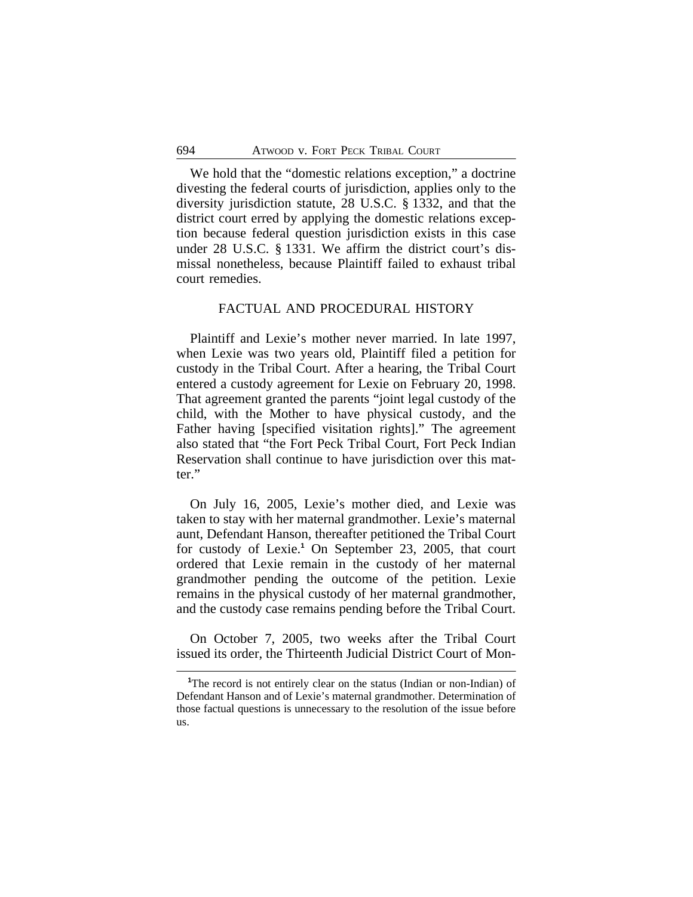We hold that the "domestic relations exception," a doctrine divesting the federal courts of jurisdiction, applies only to the diversity jurisdiction statute, 28 U.S.C. § 1332, and that the district court erred by applying the domestic relations exception because federal question jurisdiction exists in this case under 28 U.S.C. § 1331. We affirm the district court's dismissal nonetheless, because Plaintiff failed to exhaust tribal court remedies.

## FACTUAL AND PROCEDURAL HISTORY

Plaintiff and Lexie's mother never married. In late 1997, when Lexie was two years old, Plaintiff filed a petition for custody in the Tribal Court. After a hearing, the Tribal Court entered a custody agreement for Lexie on February 20, 1998. That agreement granted the parents "joint legal custody of the child, with the Mother to have physical custody, and the Father having [specified visitation rights]." The agreement also stated that "the Fort Peck Tribal Court, Fort Peck Indian Reservation shall continue to have jurisdiction over this matter."

On July 16, 2005, Lexie's mother died, and Lexie was taken to stay with her maternal grandmother. Lexie's maternal aunt, Defendant Hanson, thereafter petitioned the Tribal Court for custody of Lexie.[1] On September 23, 2005, that court ordered that Lexie remain in the custody of her maternal grandmother pending the outcome of the petition. Lexie remains in the physical custody of her maternal grandmother, and the custody case remains pending before the Tribal Court.

On October 7, 2005, two weeks after the Tribal Court issued its order, the Thirteenth Judicial District Court of Mon-

[1] The record is not entirely clear on the status (Indian or non-Indian) of Defendant Hanson and of Lexie's maternal grandmother. Determination of those factual questions is unnecessary to the resolution of the issue before us.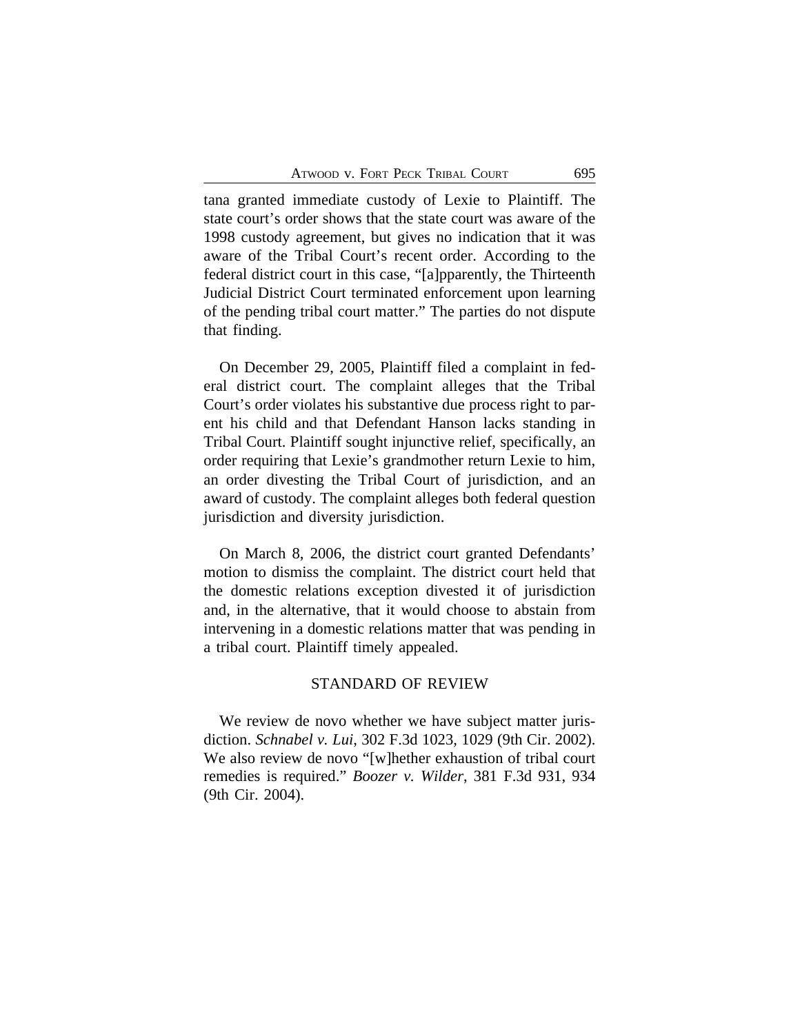tana granted immediate custody of Lexie to Plaintiff. The state court's order shows that the state court was aware of the 1998 custody agreement, but gives no indication that it was aware of the Tribal Court's recent order. According to the federal district court in this case, "[a]pparently, the Thirteenth Judicial District Court terminated enforcement upon learning of the pending tribal court matter." The parties do not dispute that finding.

On December 29, 2005, Plaintiff filed a complaint in federal district court. The complaint alleges that the Tribal Court's order violates his substantive due process right to parent his child and that Defendant Hanson lacks standing in Tribal Court. Plaintiff sought injunctive relief, specifically, an order requiring that Lexie's grandmother return Lexie to him, an order divesting the Tribal Court of jurisdiction, and an award of custody. The complaint alleges both federal question jurisdiction and diversity jurisdiction.

On March 8, 2006, the district court granted Defendants' motion to dismiss the complaint. The district court held that the domestic relations exception divested it of jurisdiction and, in the alternative, that it would choose to abstain from intervening in a domestic relations matter that was pending in a tribal court. Plaintiff timely appealed.

## STANDARD OF REVIEW

We review de novo whether we have subject matter jurisdiction. *Schnabel v. Lui*, 302 F.3d 1023, 1029 (9th Cir. 2002). We also review de novo "[w]hether exhaustion of tribal court remedies is required." *Boozer v. Wilder*, 381 F.3d 931, 934 (9th Cir. 2004).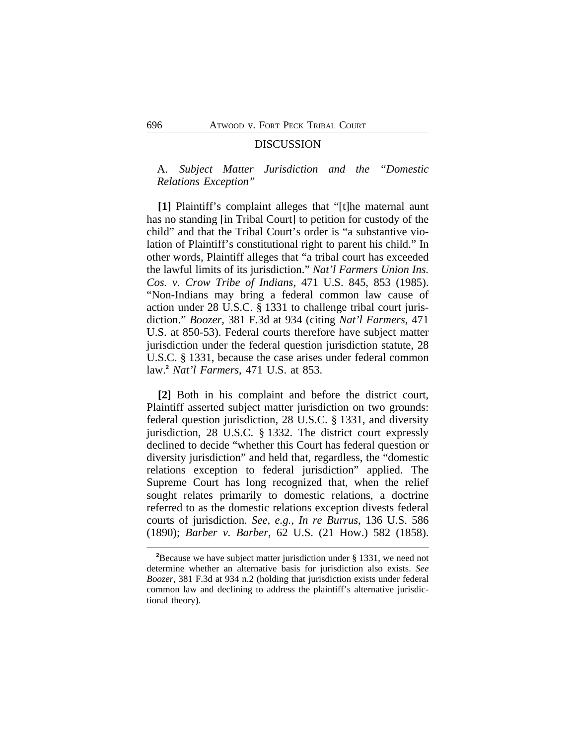## DISCUSSION

### A. *Subject Matter Jurisdiction and the "Domestic Relations Exception"*

**[1]** Plaintiff's complaint alleges that "[t]he maternal aunt has no standing [in Tribal Court] to petition for custody of the child" and that the Tribal Court's order is "a substantive violation of Plaintiff's constitutional right to parent his child." In other words, Plaintiff alleges that "a tribal court has exceeded the lawful limits of its jurisdiction." *Nat'l Farmers Union Ins. Cos. v. Crow Tribe of Indians*, 471 U.S. 845, 853 (1985). "Non-Indians may bring a federal common law cause of action under 28 U.S.C. § 1331 to challenge tribal court jurisdiction." *Boozer*, 381 F.3d at 934 (citing *Nat'l Farmers*, 471 U.S. at 850-53). Federal courts therefore have subject matter jurisdiction under the federal question jurisdiction statute, 28 U.S.C. § 1331, because the case arises under federal common law.[2] *Nat'l Farmers*, 471 U.S. at 853.

**[2]** Both in his complaint and before the district court, Plaintiff asserted subject matter jurisdiction on two grounds: federal question jurisdiction, 28 U.S.C. § 1331, and diversity jurisdiction, 28 U.S.C. § 1332. The district court expressly declined to decide "whether this Court has federal question or diversity jurisdiction" and held that, regardless, the "domestic relations exception to federal jurisdiction" applied. The Supreme Court has long recognized that, when the relief sought relates primarily to domestic relations, a doctrine referred to as the domestic relations exception divests federal courts of jurisdiction. *See, e.g.*, *In re Burrus*, 136 U.S. 586 (1890); *Barber v. Barber*, 62 U.S. (21 How.) 582 (1858).

---

[2]Because we have subject matter jurisdiction under § 1331, we need not determine whether an alternative basis for jurisdiction also exists. *See Boozer*, 381 F.3d at 934 n.2 (holding that jurisdiction exists under federal common law and declining to address the plaintiff's alternative jurisdictional theory).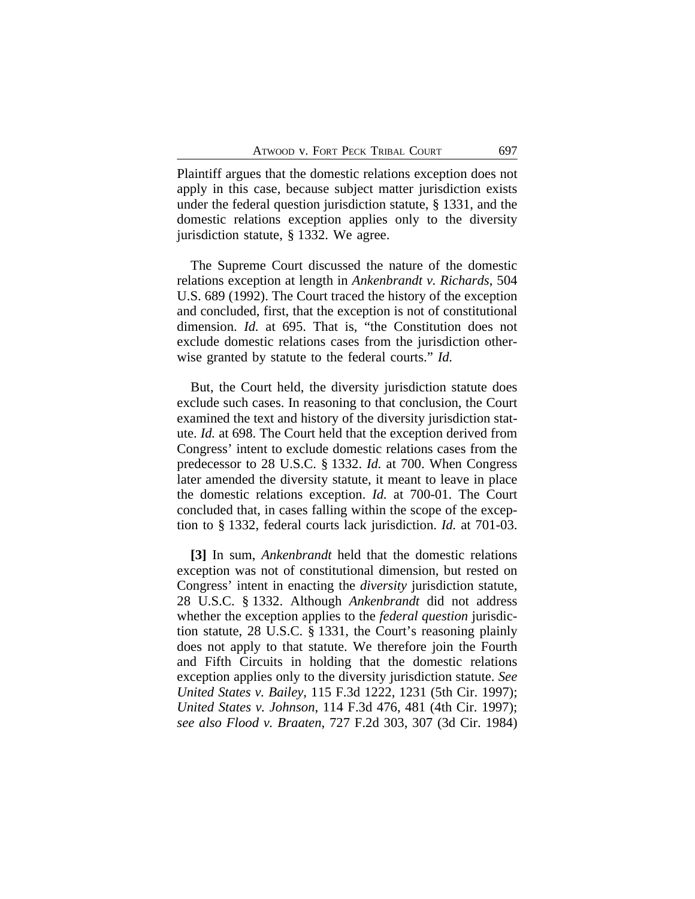Plaintiff argues that the domestic relations exception does not apply in this case, because subject matter jurisdiction exists under the federal question jurisdiction statute, § 1331, and the domestic relations exception applies only to the diversity jurisdiction statute, § 1332. We agree.

The Supreme Court discussed the nature of the domestic relations exception at length in *Ankenbrandt v. Richards*, 504 U.S. 689 (1992). The Court traced the history of the exception and concluded, first, that the exception is not of constitutional dimension. *Id.* at 695. That is, "the Constitution does not exclude domestic relations cases from the jurisdiction otherwise granted by statute to the federal courts." *Id.*

But, the Court held, the diversity jurisdiction statute does exclude such cases. In reasoning to that conclusion, the Court examined the text and history of the diversity jurisdiction statute. *Id.* at 698. The Court held that the exception derived from Congress' intent to exclude domestic relations cases from the predecessor to 28 U.S.C. § 1332. *Id.* at 700. When Congress later amended the diversity statute, it meant to leave in place the domestic relations exception. *Id.* at 700-01. The Court concluded that, in cases falling within the scope of the exception to § 1332, federal courts lack jurisdiction. *Id.* at 701-03.

**[3]** In sum, *Ankenbrandt* held that the domestic relations exception was not of constitutional dimension, but rested on Congress' intent in enacting the *diversity* jurisdiction statute, 28 U.S.C. § 1332. Although *Ankenbrandt* did not address whether the exception applies to the *federal question* jurisdiction statute, 28 U.S.C. § 1331, the Court's reasoning plainly does not apply to that statute. We therefore join the Fourth and Fifth Circuits in holding that the domestic relations exception applies only to the diversity jurisdiction statute. *See United States v. Bailey*, 115 F.3d 1222, 1231 (5th Cir. 1997); *United States v. Johnson*, 114 F.3d 476, 481 (4th Cir. 1997); *see also Flood v. Braaten*, 727 F.2d 303, 307 (3d Cir. 1984)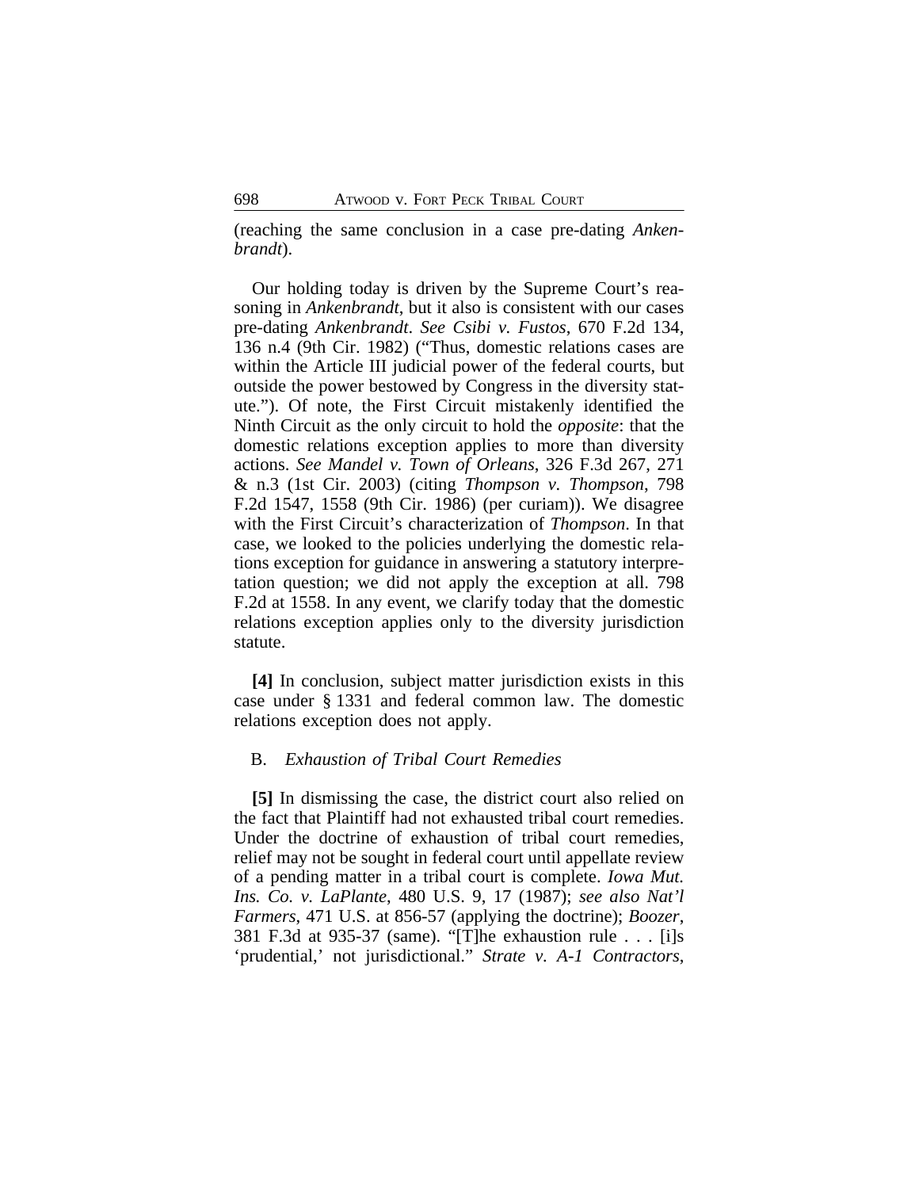(reaching the same conclusion in a case pre-dating *Ankenbrandt*).

Our holding today is driven by the Supreme Court's reasoning in *Ankenbrandt*, but it also is consistent with our cases pre-dating *Ankenbrandt*. *See Csibi v. Fustos*, 670 F.2d 134, 136 n.4 (9th Cir. 1982) ("Thus, domestic relations cases are within the Article III judicial power of the federal courts, but outside the power bestowed by Congress in the diversity statute."). Of note, the First Circuit mistakenly identified the Ninth Circuit as the only circuit to hold the *opposite*: that the domestic relations exception applies to more than diversity actions. *See Mandel v. Town of Orleans*, 326 F.3d 267, 271 & n.3 (1st Cir. 2003) (citing *Thompson v. Thompson*, 798 F.2d 1547, 1558 (9th Cir. 1986) (per curiam)). We disagree with the First Circuit's characterization of *Thompson*. In that case, we looked to the policies underlying the domestic relations exception for guidance in answering a statutory interpretation question; we did not apply the exception at all. 798 F.2d at 1558. In any event, we clarify today that the domestic relations exception applies only to the diversity jurisdiction statute.

**[4]** In conclusion, subject matter jurisdiction exists in this case under § 1331 and federal common law. The domestic relations exception does not apply.

### B. *Exhaustion of Tribal Court Remedies*

**[5]** In dismissing the case, the district court also relied on the fact that Plaintiff had not exhausted tribal court remedies. Under the doctrine of exhaustion of tribal court remedies, relief may not be sought in federal court until appellate review of a pending matter in a tribal court is complete. *Iowa Mut. Ins. Co. v. LaPlante*, 480 U.S. 9, 17 (1987); *see also Nat'l Farmers*, 471 U.S. at 856-57 (applying the doctrine); *Boozer*, 381 F.3d at 935-37 (same). "[T]he exhaustion rule . . . [i]s 'prudential,' not jurisdictional." *Strate v. A-1 Contractors*,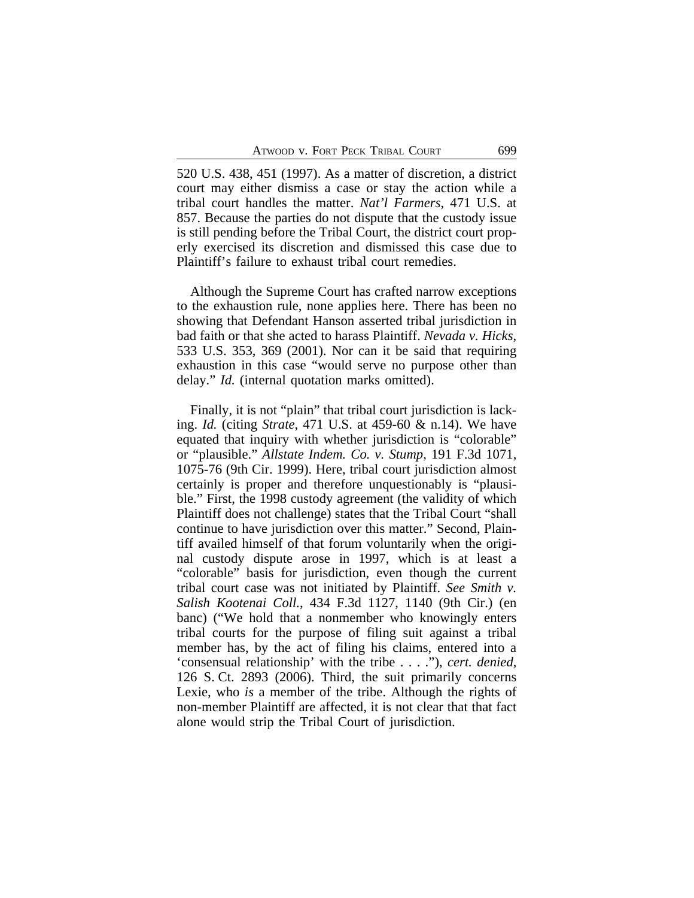520 U.S. 438, 451 (1997). As a matter of discretion, a district court may either dismiss a case or stay the action while a tribal court handles the matter. *Nat'l Farmers*, 471 U.S. at 857. Because the parties do not dispute that the custody issue is still pending before the Tribal Court, the district court properly exercised its discretion and dismissed this case due to Plaintiff's failure to exhaust tribal court remedies.

Although the Supreme Court has crafted narrow exceptions to the exhaustion rule, none applies here. There has been no showing that Defendant Hanson asserted tribal jurisdiction in bad faith or that she acted to harass Plaintiff. *Nevada v. Hicks*, 533 U.S. 353, 369 (2001). Nor can it be said that requiring exhaustion in this case "would serve no purpose other than delay." *Id.* (internal quotation marks omitted).

Finally, it is not "plain" that tribal court jurisdiction is lacking. *Id.* (citing *Strate*, 471 U.S. at 459-60 & n.14). We have equated that inquiry with whether jurisdiction is "colorable" or "plausible." *Allstate Indem. Co. v. Stump*, 191 F.3d 1071, 1075-76 (9th Cir. 1999). Here, tribal court jurisdiction almost certainly is proper and therefore unquestionably is "plausible." First, the 1998 custody agreement (the validity of which Plaintiff does not challenge) states that the Tribal Court "shall continue to have jurisdiction over this matter." Second, Plaintiff availed himself of that forum voluntarily when the original custody dispute arose in 1997, which is at least a "colorable" basis for jurisdiction, even though the current tribal court case was not initiated by Plaintiff. *See Smith v. Salish Kootenai Coll.*, 434 F.3d 1127, 1140 (9th Cir.) (en banc) ("We hold that a nonmember who knowingly enters tribal courts for the purpose of filing suit against a tribal member has, by the act of filing his claims, entered into a 'consensual relationship' with the tribe . . . ."), *cert. denied*, 126 S. Ct. 2893 (2006). Third, the suit primarily concerns Lexie, who *is* a member of the tribe. Although the rights of non-member Plaintiff are affected, it is not clear that that fact alone would strip the Tribal Court of jurisdiction.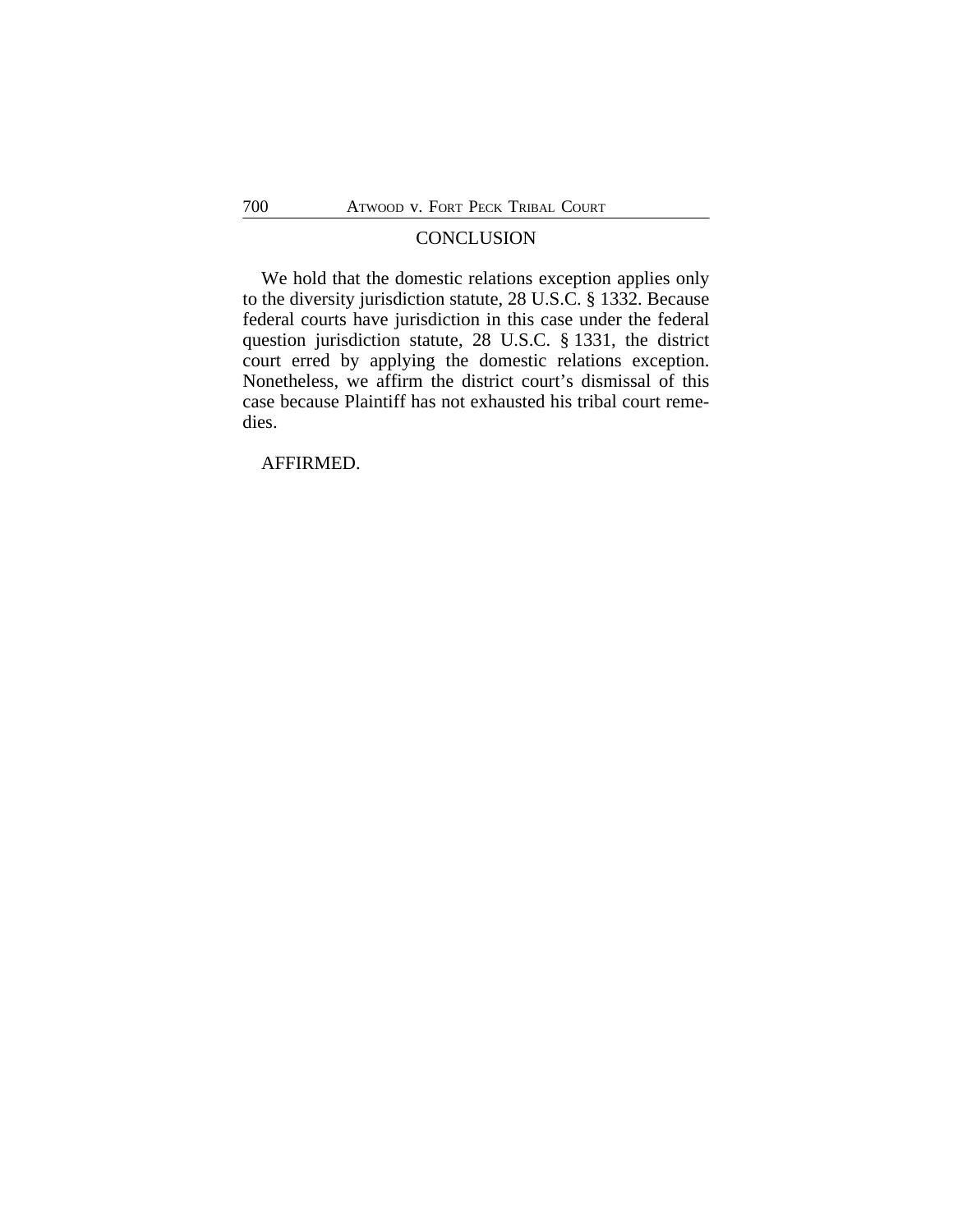## CONCLUSION

We hold that the domestic relations exception applies only to the diversity jurisdiction statute, 28 U.S.C. § 1332. Because federal courts have jurisdiction in this case under the federal question jurisdiction statute, 28 U.S.C. § 1331, the district court erred by applying the domestic relations exception. Nonetheless, we affirm the district court's dismissal of this case because Plaintiff has not exhausted his tribal court remedies.

AFFIRMED.